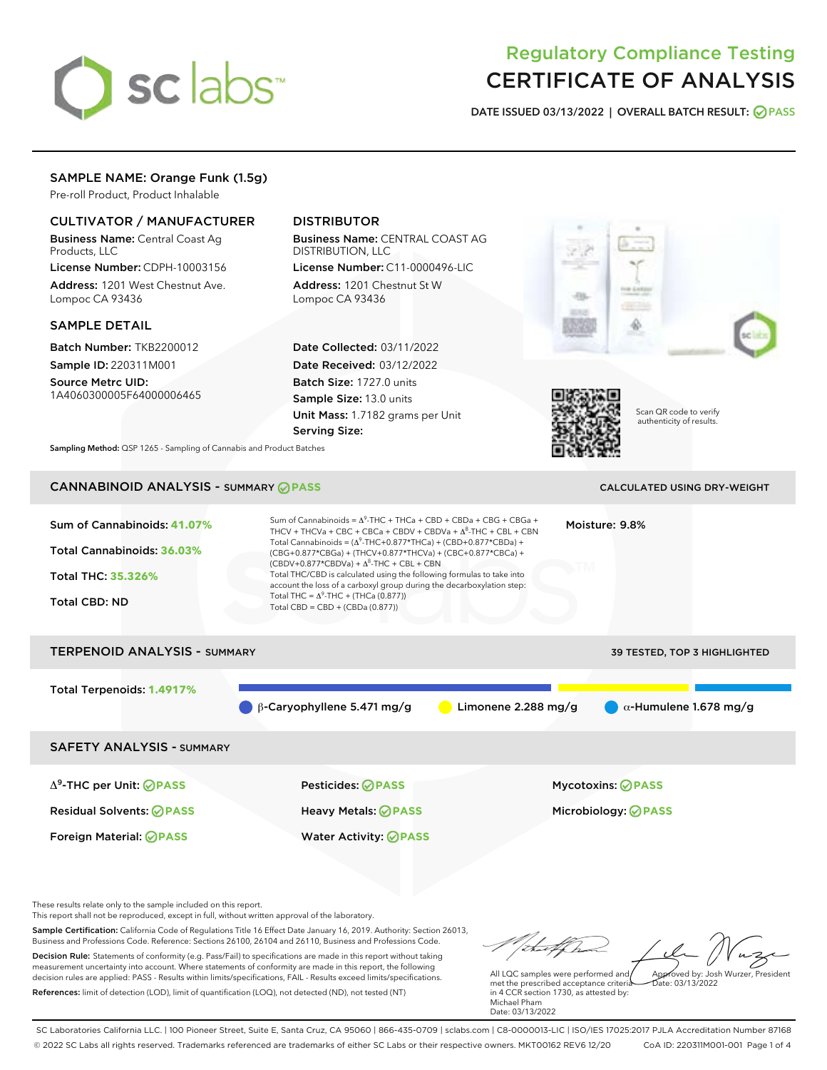sc labs

# Regulatory Compliance Testing
# CERTIFICATE OF ANALYSIS

**DATE ISSUED 03/13/2022 | OVERALL BATCH RESULT: PASS**

## SAMPLE NAME: Orange Funk (1.5g)

Pre-roll Product, Product Inhalable

### CULTIVATOR / MANUFACTURER

**Business Name:** Central Coast Ag Products, LLC

**License Number:** CDPH-10003156

**Address:** 1201 West Chestnut Ave. Lompoc CA 93436

### DISTRIBUTOR

**Business Name:** CENTRAL COAST AG DISTRIBUTION, LLC

**License Number:** C11-0000496-LIC

**Address:** 1201 Chestnut St W Lompoc CA 93436

### SAMPLE DETAIL

**Batch Number:** TKB2200012

**Sample ID:** 220311M001

**Source Metrc UID:** 1A4060300005F64000006465

**Date Collected:** 03/11/2022

**Date Received:** 03/12/2022

**Batch Size:** 1727.0 units

**Sample Size:** 13.0 units

**Unit Mass:** 1.7182 grams per Unit

**Serving Size:**

Scan QR code to verify authenticity of results.

**Sampling Method:** QSP 1265 - Sampling of Cannabis and Product Batches

## CANNABINOID ANALYSIS - SUMMARY PASS

CALCULATED USING DRY-WEIGHT

Sum of Cannabinoids: **41.07%**

Total Cannabinoids: **36.03%**

Total THC: **35.326%**

Total CBD: ND

Sum of Cannabinoids = $\Delta^9$-THC + THCa + CBD + CBDa + CBG + CBGa + THCV + THCVa + CBC + CBCa + CBDV + CBDVa + $\Delta^8$-THC + CBL + CBN

Total Cannabinoids = ($\Delta^9$-THC+0.877*THCa) + (CBD+0.877*CBDa) + (CBG+0.877*CBGa) + (THCV+0.877*THCVa) + (CBC+0.877*CBCa) + (CBDV+0.877*CBDVa) + $\Delta^8$-THC + CBL + CBN

Total THC/CBD is calculated using the following formulas to take into account the loss of a carboxyl group during the decarboxylation step:

Total THC = $\Delta^9$-THC + (THCa (0.877))

Total CBD = CBD + (CBDa (0.877))

Moisture: 9.8%

## TERPENOID ANALYSIS - SUMMARY

39 TESTED, TOP 3 HIGHLIGHTED

Total Terpenoids: **1.4917%**

β-Caryophyllene 5.471 mg/g

Limonene 2.288 mg/g

α-Humulene 1.678 mg/g

## SAFETY ANALYSIS - SUMMARY

| | | |
|---|---|---|
| $\Delta^9$-THC per Unit: PASS | Pesticides: PASS | Mycotoxins: PASS |
| Residual Solvents: PASS | Heavy Metals: PASS | Microbiology: PASS |
| Foreign Material: PASS | Water Activity: PASS | |

These results relate only to the sample included on this report.
This report shall not be reproduced, except in full, without written approval of the laboratory.

**Sample Certification:** California Code of Regulations Title 16 Effect Date January 16, 2019. Authority: Section 26013, Business and Professions Code. Reference: Sections 26100, 26104 and 26110, Business and Professions Code.

**Decision Rule:** Statements of conformity (e.g. Pass/Fail) to specifications are made in this report without taking measurement uncertainty into account. Where statements of conformity are made in this report, the following decision rules are applied: PASS - Results within limits/specifications, FAIL - Results exceed limits/specifications.

**References:** limit of detection (LOD), limit of quantification (LOQ), not detected (ND), not tested (NT)

All LQC samples were performed and met the prescribed acceptance criteria in 4 CCR section 1730, as attested by: Michael Pham
Date: 03/13/2022

Approved by: Josh Wurzer, President
Date: 03/13/2022

SC Laboratories California LLC. | 100 Pioneer Street, Suite E, Santa Cruz, CA 95060 | 866-435-0709 | sclabs.com | C8-0000013-LIC | ISO/IES 17025:2017 PJLA Accreditation Number 87168
© 2022 SC Labs all rights reserved. Trademarks referenced are trademarks of either SC Labs or their respective owners. MKT00162 REV6 12/20 CoA ID: 220311M001-001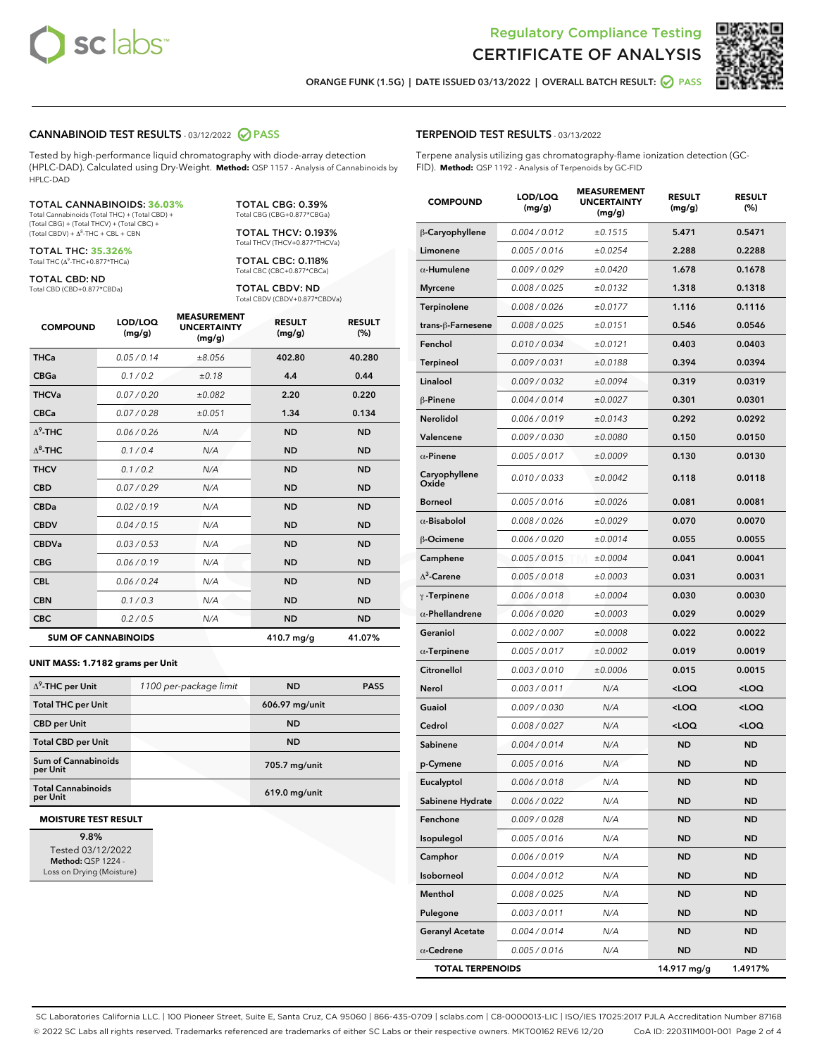Regulatory Compliance Testing

# CERTIFICATE OF ANALYSIS

ORANGE FUNK (1.5G) | DATE ISSUED 03/13/2022 | OVERALL BATCH RESULT: PASS

## CANNABINOID TEST RESULTS - 03/12/2022 PASS

Tested by high-performance liquid chromatography with diode-array detection (HPLC-DAD). Calculated using Dry-Weight. **Method:** QSP 1157 - Analysis of Cannabinoids by HPLC-DAD

**TOTAL CANNABINOIDS: 36.03%**
Total Cannabinoids (Total THC) + (Total CBD) + (Total CBG) + (Total THCV) + (Total CBC) + (Total CBDV) + $\Delta^8$-THC + CBL + CBN

**TOTAL THC: 35.326%**
Total THC ($\Delta^9$-THC+0.877*THCa)

**TOTAL CBD: ND**
Total CBD (CBD+0.877*CBDa)

**TOTAL CBG: 0.39%**
Total CBG (CBG+0.877*CBGa)

**TOTAL THCV: 0.193%**
Total THCV (THCV+0.877*THCVa)

**TOTAL CBC: 0.118%**
Total CBC (CBC+0.877*CBCa)

**TOTAL CBDV: ND**
Total CBDV (CBDV+0.877*CBDVa)

| COMPOUND | LOD/LOQ (mg/g) | MEASUREMENT UNCERTAINTY (mg/g) | RESULT (mg/g) | RESULT (%) |
|---|---|---|---|---|
| THCa | 0.05 / 0.14 | ±8.056 | 402.80 | 40.280 |
| CBGa | 0.1 / 0.2 | ±0.18 | 4.4 | 0.44 |
| THCVa | 0.07 / 0.20 | ±0.082 | 2.20 | 0.220 |
| CBCa | 0.07 / 0.28 | ±0.051 | 1.34 | 0.134 |
| $\Delta^9$-THC | 0.06 / 0.26 | N/A | ND | ND |
| $\Delta^8$-THC | 0.1 / 0.4 | N/A | ND | ND |
| THCV | 0.1 / 0.2 | N/A | ND | ND |
| CBD | 0.07 / 0.29 | N/A | ND | ND |
| CBDa | 0.02 / 0.19 | N/A | ND | ND |
| CBDV | 0.04 / 0.15 | N/A | ND | ND |
| CBDVa | 0.03 / 0.53 | N/A | ND | ND |
| CBG | 0.06 / 0.19 | N/A | ND | ND |
| CBL | 0.06 / 0.24 | N/A | ND | ND |
| CBN | 0.1 / 0.3 | N/A | ND | ND |
| CBC | 0.2 / 0.5 | N/A | ND | ND |
| **SUM OF CANNABINOIDS** | | | **410.7 mg/g** | **41.07%** |

**UNIT MASS: 1.7182 grams per Unit**

| | | | |
|---|---|---|---|
| $\Delta^9$-THC per Unit | 1100 per-package limit | ND | PASS |
| Total THC per Unit | | 606.97 mg/unit | |
| CBD per Unit | | ND | |
| Total CBD per Unit | | ND | |
| Sum of Cannabinoids per Unit | | 705.7 mg/unit | |
| Total Cannabinoids per Unit | | 619.0 mg/unit | |

**MOISTURE TEST RESULT**

9.8%
Tested 03/12/2022
**Method:** QSP 1224 - Loss on Drying (Moisture)

## TERPENOID TEST RESULTS - 03/13/2022

Terpene analysis utilizing gas chromatography-flame ionization detection (GC-FID). **Method:** QSP 1192 - Analysis of Terpenoids by GC-FID

| COMPOUND | LOD/LOQ (mg/g) | MEASUREMENT UNCERTAINTY (mg/g) | RESULT (mg/g) | RESULT (%) |
|---|---|---|---|---|
| β-Caryophyllene | 0.004 / 0.012 | ±0.1515 | 5.471 | 0.5471 |
| Limonene | 0.005 / 0.016 | ±0.0254 | 2.288 | 0.2288 |
| α-Humulene | 0.009 / 0.029 | ±0.0420 | 1.678 | 0.1678 |
| Myrcene | 0.008 / 0.025 | ±0.0132 | 1.318 | 0.1318 |
| Terpinolene | 0.008 / 0.026 | ±0.0177 | 1.116 | 0.1116 |
| trans-β-Farnesene | 0.008 / 0.025 | ±0.0151 | 0.546 | 0.0546 |
| Fenchol | 0.010 / 0.034 | ±0.0121 | 0.403 | 0.0403 |
| Terpineol | 0.009 / 0.031 | ±0.0188 | 0.394 | 0.0394 |
| Linalool | 0.009 / 0.032 | ±0.0094 | 0.319 | 0.0319 |
| β-Pinene | 0.004 / 0.014 | ±0.0027 | 0.301 | 0.0301 |
| Nerolidol | 0.006 / 0.019 | ±0.0143 | 0.292 | 0.0292 |
| Valencene | 0.009 / 0.030 | ±0.0080 | 0.150 | 0.0150 |
| α-Pinene | 0.005 / 0.017 | ±0.0009 | 0.130 | 0.0130 |
| Caryophyllene Oxide | 0.010 / 0.033 | ±0.0042 | 0.118 | 0.0118 |
| Borneol | 0.005 / 0.016 | ±0.0026 | 0.081 | 0.0081 |
| α-Bisabolol | 0.008 / 0.026 | ±0.0029 | 0.070 | 0.0070 |
| β-Ocimene | 0.006 / 0.020 | ±0.0014 | 0.055 | 0.0055 |
| Camphene | 0.005 / 0.015 | ±0.0004 | 0.041 | 0.0041 |
| $\Delta^3$-Carene | 0.005 / 0.018 | ±0.0003 | 0.031 | 0.0031 |
| γ-Terpinene | 0.006 / 0.018 | ±0.0004 | 0.030 | 0.0030 |
| α-Phellandrene | 0.006 / 0.020 | ±0.0003 | 0.029 | 0.0029 |
| Geraniol | 0.002 / 0.007 | ±0.0008 | 0.022 | 0.0022 |
| α-Terpinene | 0.005 / 0.017 | ±0.0002 | 0.019 | 0.0019 |
| Citronellol | 0.003 / 0.010 | ±0.0006 | 0.015 | 0.0015 |
| Nerol | 0.003 / 0.011 | N/A | <LOQ | <LOQ |
| Guaiol | 0.009 / 0.030 | N/A | <LOQ | <LOQ |
| Cedrol | 0.008 / 0.027 | N/A | <LOQ | <LOQ |
| Sabinene | 0.004 / 0.014 | N/A | ND | ND |
| p-Cymene | 0.005 / 0.016 | N/A | ND | ND |
| Eucalyptol | 0.006 / 0.018 | N/A | ND | ND |
| Sabinene Hydrate | 0.006 / 0.022 | N/A | ND | ND |
| Fenchone | 0.009 / 0.028 | N/A | ND | ND |
| Isopulegol | 0.005 / 0.016 | N/A | ND | ND |
| Camphor | 0.006 / 0.019 | N/A | ND | ND |
| Isoborneol | 0.004 / 0.012 | N/A | ND | ND |
| Menthol | 0.008 / 0.025 | N/A | ND | ND |
| Pulegone | 0.003 / 0.011 | N/A | ND | ND |
| Geranyl Acetate | 0.004 / 0.014 | N/A | ND | ND |
| α-Cedrene | 0.005 / 0.016 | N/A | ND | ND |
| **TOTAL TERPENOIDS** | | | **14.917 mg/g** | **1.4917%** |

SC Laboratories California LLC. | 100 Pioneer Street, Suite E, Santa Cruz, CA 95060 | 866-435-0709 | sclabs.com | C8-0000013-LIC | ISO/IES 17025:2017 PJLA Accreditation Number 87168
© 2022 SC Labs all rights reserved. Trademarks referenced are trademarks of either SC Labs or their respective owners. MKT00162 REV6 12/20 CoA ID: 220311M001-001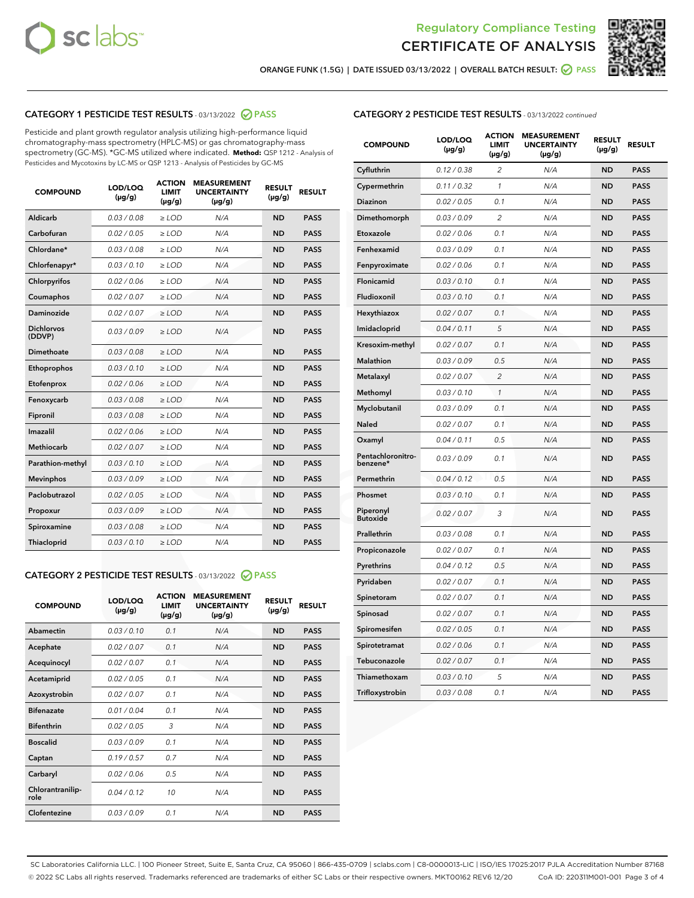Regulatory Compliance Testing

# CERTIFICATE OF ANALYSIS

ORANGE FUNK (1.5G) | DATE ISSUED 03/13/2022 | OVERALL BATCH RESULT: PASS

## CATEGORY 1 PESTICIDE TEST RESULTS - 03/13/2022 PASS

Pesticide and plant growth regulator analysis utilizing high-performance liquid chromatography-mass spectrometry (HPLC-MS) or gas chromatography-mass spectrometry (GC-MS). *GC-MS utilized where indicated. **Method:** QSP 1212 - Analysis of Pesticides and Mycotoxins by LC-MS or QSP 1213 - Analysis of Pesticides by GC-MS

| COMPOUND | LOD/LOQ (µg/g) | ACTION LIMIT (µg/g) | MEASUREMENT UNCERTAINTY (µg/g) | RESULT (µg/g) | RESULT |
|---|---|---|---|---|---|
| Aldicarb | 0.03 / 0.08 | ≥ LOD | N/A | ND | PASS |
| Carbofuran | 0.02 / 0.05 | ≥ LOD | N/A | ND | PASS |
| Chlordane* | 0.03 / 0.08 | ≥ LOD | N/A | ND | PASS |
| Chlorfenapyr* | 0.03 / 0.10 | ≥ LOD | N/A | ND | PASS |
| Chlorpyrifos | 0.02 / 0.06 | ≥ LOD | N/A | ND | PASS |
| Coumaphos | 0.02 / 0.07 | ≥ LOD | N/A | ND | PASS |
| Daminozide | 0.02 / 0.07 | ≥ LOD | N/A | ND | PASS |
| Dichlorvos (DDVP) | 0.03 / 0.09 | ≥ LOD | N/A | ND | PASS |
| Dimethoate | 0.03 / 0.08 | ≥ LOD | N/A | ND | PASS |
| Ethoprophos | 0.03 / 0.10 | ≥ LOD | N/A | ND | PASS |
| Etofenprox | 0.02 / 0.06 | ≥ LOD | N/A | ND | PASS |
| Fenoxycarb | 0.03 / 0.08 | ≥ LOD | N/A | ND | PASS |
| Fipronil | 0.03 / 0.08 | ≥ LOD | N/A | ND | PASS |
| Imazalil | 0.02 / 0.06 | ≥ LOD | N/A | ND | PASS |
| Methiocarb | 0.02 / 0.07 | ≥ LOD | N/A | ND | PASS |
| Parathion-methyl | 0.03 / 0.10 | ≥ LOD | N/A | ND | PASS |
| Mevinphos | 0.03 / 0.09 | ≥ LOD | N/A | ND | PASS |
| Paclobutrazol | 0.02 / 0.05 | ≥ LOD | N/A | ND | PASS |
| Propoxur | 0.03 / 0.09 | ≥ LOD | N/A | ND | PASS |
| Spiroxamine | 0.03 / 0.08 | ≥ LOD | N/A | ND | PASS |
| Thiacloprid | 0.03 / 0.10 | ≥ LOD | N/A | ND | PASS |

## CATEGORY 2 PESTICIDE TEST RESULTS - 03/13/2022 PASS

| COMPOUND | LOD/LOQ (µg/g) | ACTION LIMIT (µg/g) | MEASUREMENT UNCERTAINTY (µg/g) | RESULT (µg/g) | RESULT |
|---|---|---|---|---|---|
| Abamectin | 0.03 / 0.10 | 0.1 | N/A | ND | PASS |
| Acephate | 0.02 / 0.07 | 0.1 | N/A | ND | PASS |
| Acequinocyl | 0.02 / 0.07 | 0.1 | N/A | ND | PASS |
| Acetamiprid | 0.02 / 0.05 | 0.1 | N/A | ND | PASS |
| Azoxystrobin | 0.02 / 0.07 | 0.1 | N/A | ND | PASS |
| Bifenazate | 0.01 / 0.04 | 0.1 | N/A | ND | PASS |
| Bifenthrin | 0.02 / 0.05 | 3 | N/A | ND | PASS |
| Boscalid | 0.03 / 0.09 | 0.1 | N/A | ND | PASS |
| Captan | 0.19 / 0.57 | 0.7 | N/A | ND | PASS |
| Carbaryl | 0.02 / 0.06 | 0.5 | N/A | ND | PASS |
| Chlorantraniliprole | 0.04 / 0.12 | 10 | N/A | ND | PASS |
| Clofentezine | 0.03 / 0.09 | 0.1 | N/A | ND | PASS |
| Cyfluthrin | 0.12 / 0.38 | 2 | N/A | ND | PASS |
| Cypermethrin | 0.11 / 0.32 | 1 | N/A | ND | PASS |
| Diazinon | 0.02 / 0.05 | 0.1 | N/A | ND | PASS |
| Dimethomorph | 0.03 / 0.09 | 2 | N/A | ND | PASS |
| Etoxazole | 0.02 / 0.06 | 0.1 | N/A | ND | PASS |
| Fenhexamid | 0.03 / 0.09 | 0.1 | N/A | ND | PASS |
| Fenpyroximate | 0.02 / 0.06 | 0.1 | N/A | ND | PASS |
| Flonicamid | 0.03 / 0.10 | 0.1 | N/A | ND | PASS |
| Fludioxonil | 0.03 / 0.10 | 0.1 | N/A | ND | PASS |
| Hexythiazox | 0.02 / 0.07 | 0.1 | N/A | ND | PASS |
| Imidacloprid | 0.04 / 0.11 | 5 | N/A | ND | PASS |
| Kresoxim-methyl | 0.02 / 0.07 | 0.1 | N/A | ND | PASS |
| Malathion | 0.03 / 0.09 | 0.5 | N/A | ND | PASS |
| Metalaxyl | 0.02 / 0.07 | 2 | N/A | ND | PASS |
| Methomyl | 0.03 / 0.10 | 1 | N/A | ND | PASS |
| Myclobutanil | 0.03 / 0.09 | 0.1 | N/A | ND | PASS |
| Naled | 0.02 / 0.07 | 0.1 | N/A | ND | PASS |
| Oxamyl | 0.04 / 0.11 | 0.5 | N/A | ND | PASS |
| Pentachloronitrobenzene* | 0.03 / 0.09 | 0.1 | N/A | ND | PASS |
| Permethrin | 0.04 / 0.12 | 0.5 | N/A | ND | PASS |
| Phosmet | 0.03 / 0.10 | 0.1 | N/A | ND | PASS |
| Piperonyl Butoxide | 0.02 / 0.07 | 3 | N/A | ND | PASS |
| Prallethrin | 0.03 / 0.08 | 0.1 | N/A | ND | PASS |
| Propiconazole | 0.02 / 0.07 | 0.1 | N/A | ND | PASS |
| Pyrethrins | 0.04 / 0.12 | 0.5 | N/A | ND | PASS |
| Pyridaben | 0.02 / 0.07 | 0.1 | N/A | ND | PASS |
| Spinetoram | 0.02 / 0.07 | 0.1 | N/A | ND | PASS |
| Spinosad | 0.02 / 0.07 | 0.1 | N/A | ND | PASS |
| Spiromesifen | 0.02 / 0.05 | 0.1 | N/A | ND | PASS |
| Spirotetramat | 0.02 / 0.06 | 0.1 | N/A | ND | PASS |
| Tebuconazole | 0.02 / 0.07 | 0.1 | N/A | ND | PASS |
| Thiamethoxam | 0.03 / 0.10 | 5 | N/A | ND | PASS |
| Trifloxystrobin | 0.03 / 0.08 | 0.1 | N/A | ND | PASS |

SC Laboratories California LLC. | 100 Pioneer Street, Suite E, Santa Cruz, CA 95060 | 866-435-0709 | sclabs.com | C8-0000013-LIC | ISO/IES 17025:2017 PJLA Accreditation Number 87168
© 2022 SC Labs all rights reserved. Trademarks referenced are trademarks of either SC Labs or their respective owners. MKT00162 REV6 12/20 CoA ID: 220311M001-001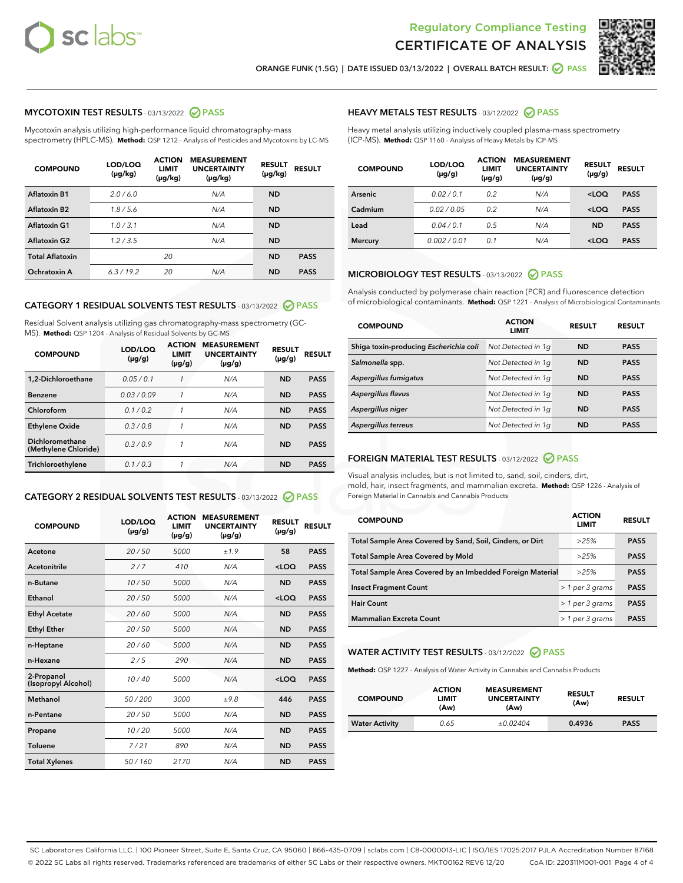Regulatory Compliance Testing

# CERTIFICATE OF ANALYSIS

ORANGE FUNK (1.5G) | DATE ISSUED 03/13/2022 | OVERALL BATCH RESULT: PASS

## MYCOTOXIN TEST RESULTS - 03/13/2022 PASS

Mycotoxin analysis utilizing high-performance liquid chromatography-mass spectrometry (HPLC-MS). **Method:** QSP 1212 - Analysis of Pesticides and Mycotoxins by LC-MS

| COMPOUND | LOD/LOQ (µg/kg) | ACTION LIMIT (µg/kg) | MEASUREMENT UNCERTAINTY (µg/kg) | RESULT (µg/kg) | RESULT |
|---|---|---|---|---|---|
| Aflatoxin B1 | 2.0 / 6.0 | | N/A | ND | |
| Aflatoxin B2 | 1.8 / 5.6 | | N/A | ND | |
| Aflatoxin G1 | 1.0 / 3.1 | | N/A | ND | |
| Aflatoxin G2 | 1.2 / 3.5 | | N/A | ND | |
| Total Aflatoxin | | 20 | | ND | PASS |
| Ochratoxin A | 6.3 / 19.2 | 20 | N/A | ND | PASS |

## CATEGORY 1 RESIDUAL SOLVENTS TEST RESULTS - 03/13/2022 PASS

Residual Solvent analysis utilizing gas chromatography-mass spectrometry (GC-MS). **Method:** QSP 1204 - Analysis of Residual Solvents by GC-MS

| COMPOUND | LOD/LOQ (µg/g) | ACTION LIMIT (µg/g) | MEASUREMENT UNCERTAINTY (µg/g) | RESULT (µg/g) | RESULT |
|---|---|---|---|---|---|
| 1,2-Dichloroethane | 0.05 / 0.1 | 1 | N/A | ND | PASS |
| Benzene | 0.03 / 0.09 | 1 | N/A | ND | PASS |
| Chloroform | 0.1 / 0.2 | 1 | N/A | ND | PASS |
| Ethylene Oxide | 0.3 / 0.8 | 1 | N/A | ND | PASS |
| Dichloromethane (Methylene Chloride) | 0.3 / 0.9 | 1 | N/A | ND | PASS |
| Trichloroethylene | 0.1 / 0.3 | 1 | N/A | ND | PASS |

## CATEGORY 2 RESIDUAL SOLVENTS TEST RESULTS - 03/13/2022 PASS

| COMPOUND | LOD/LOQ (µg/g) | ACTION LIMIT (µg/g) | MEASUREMENT UNCERTAINTY (µg/g) | RESULT (µg/g) | RESULT |
|---|---|---|---|---|---|
| Acetone | 20 / 50 | 5000 | ±1.9 | 58 | PASS |
| Acetonitrile | 2 / 7 | 410 | N/A | <LOQ | PASS |
| n-Butane | 10 / 50 | 5000 | N/A | ND | PASS |
| Ethanol | 20 / 50 | 5000 | N/A | <LOQ | PASS |
| Ethyl Acetate | 20 / 60 | 5000 | N/A | ND | PASS |
| Ethyl Ether | 20 / 50 | 5000 | N/A | ND | PASS |
| n-Heptane | 20 / 60 | 5000 | N/A | ND | PASS |
| n-Hexane | 2 / 5 | 290 | N/A | ND | PASS |
| 2-Propanol (Isopropyl Alcohol) | 10 / 40 | 5000 | N/A | <LOQ | PASS |
| Methanol | 50 / 200 | 3000 | ±9.8 | 446 | PASS |
| n-Pentane | 20 / 50 | 5000 | N/A | ND | PASS |
| Propane | 10 / 20 | 5000 | N/A | ND | PASS |
| Toluene | 7 / 21 | 890 | N/A | ND | PASS |
| Total Xylenes | 50 / 160 | 2170 | N/A | ND | PASS |

## HEAVY METALS TEST RESULTS - 03/12/2022 PASS

Heavy metal analysis utilizing inductively coupled plasma-mass spectrometry (ICP-MS). **Method:** QSP 1160 - Analysis of Heavy Metals by ICP-MS

| COMPOUND | LOD/LOQ (µg/g) | ACTION LIMIT (µg/g) | MEASUREMENT UNCERTAINTY (µg/g) | RESULT (µg/g) | RESULT |
|---|---|---|---|---|---|
| Arsenic | 0.02 / 0.1 | 0.2 | N/A | <LOQ | PASS |
| Cadmium | 0.02 / 0.05 | 0.2 | N/A | <LOQ | PASS |
| Lead | 0.04 / 0.1 | 0.5 | N/A | ND | PASS |
| Mercury | 0.002 / 0.01 | 0.1 | N/A | <LOQ | PASS |

## MICROBIOLOGY TEST RESULTS - 03/13/2022 PASS

Analysis conducted by polymerase chain reaction (PCR) and fluorescence detection of microbiological contaminants. **Method:** QSP 1221 - Analysis of Microbiological Contaminants

| COMPOUND | ACTION LIMIT | RESULT | RESULT |
|---|---|---|---|
| Shiga toxin-producing *Escherichia coli* | Not Detected in 1g | ND | PASS |
| *Salmonella* spp. | Not Detected in 1g | ND | PASS |
| *Aspergillus fumigatus* | Not Detected in 1g | ND | PASS |
| *Aspergillus flavus* | Not Detected in 1g | ND | PASS |
| *Aspergillus niger* | Not Detected in 1g | ND | PASS |
| *Aspergillus terreus* | Not Detected in 1g | ND | PASS |

## FOREIGN MATERIAL TEST RESULTS - 03/12/2022 PASS

Visual analysis includes, but is not limited to, sand, soil, cinders, dirt, mold, hair, insect fragments, and mammalian excreta. **Method:** QSP 1226 - Analysis of Foreign Material in Cannabis and Cannabis Products

| COMPOUND | ACTION LIMIT | RESULT |
|---|---|---|
| Total Sample Area Covered by Sand, Soil, Cinders, or Dirt | >25% | PASS |
| Total Sample Area Covered by Mold | >25% | PASS |
| Total Sample Area Covered by an Imbedded Foreign Material | >25% | PASS |
| Insect Fragment Count | > 1 per 3 grams | PASS |
| Hair Count | > 1 per 3 grams | PASS |
| Mammalian Excreta Count | > 1 per 3 grams | PASS |

## WATER ACTIVITY TEST RESULTS - 03/12/2022 PASS

**Method:** QSP 1227 - Analysis of Water Activity in Cannabis and Cannabis Products

| COMPOUND | ACTION LIMIT (Aw) | MEASUREMENT UNCERTAINTY (Aw) | RESULT (Aw) | RESULT |
|---|---|---|---|---|
| Water Activity | 0.65 | ±0.02404 | 0.4936 | PASS |

SC Laboratories California LLC. | 100 Pioneer Street, Suite E, Santa Cruz, CA 95060 | 866-435-0709 | sclabs.com | C8-0000013-LIC | ISO/IES 17025:2017 PJLA Accreditation Number 87168
© 2022 SC Labs all rights reserved. Trademarks referenced are trademarks of either SC Labs or their respective owners. MKT00162 REV6 12/20 CoA ID: 220311M001-001